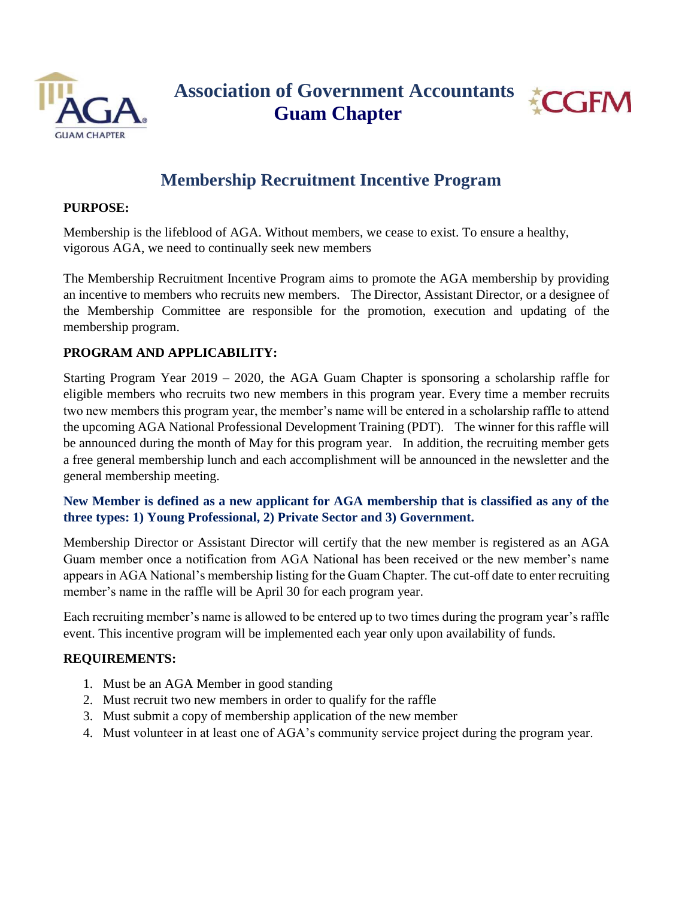# Association of Government Accountants Guam Chapter

## Membership Recruitment Incentive Program

**PURPOSE:**

Membership is the lifeblood of AGA. Without members, we cease to exist. To ensure a healthy, vigorous AGA, we need to continually seek new members

The Membership Recruitment Incentive Program aims to promote the AGA membership by providing an incentive to members who recruits new members. The Director, Assistant Director, or a designee of the Membership Committee are responsible for the promotion, execution and updating of the membership program.

**PROGRAM AND APPLICABILITY:**

Starting Program Year 2019 – 2020, the AGA Guam Chapter is sponsoring a scholarship raffle for eligible members who recruits two new members in this program year. Every time a member recruits two new members this program year, the member's name will be entered in a scholarship raffle to attend the upcoming AGA National Professional Development Training (PDT). The winner for this raffle will be announced during the month of May for this program year. In addition, the recruiting member gets a free general membership lunch and each accomplishment will be announced in the newsletter and the general membership meeting.

**New Member is defined as a new applicant for AGA membership that is classified as any of the three types: 1) Young Professional, 2) Private Sector and 3) Government.**

Membership Director or Assistant Director will certify that the new member is registered as an AGA Guam member once a notification from AGA National has been received or the new member's name appears in AGA National's membership listing for the Guam Chapter. The cut-off date to enter recruiting member's name in the raffle will be April 30 for each program year.

Each recruiting member's name is allowed to be entered up to two times during the program year's raffle event. This incentive program will be implemented each year only upon availability of funds.

**REQUIREMENTS:**

1. Must be an AGA Member in good standing
2. Must recruit two new members in order to qualify for the raffle
3. Must submit a copy of membership application of the new member
4. Must volunteer in at least one of AGA's community service project during the program year.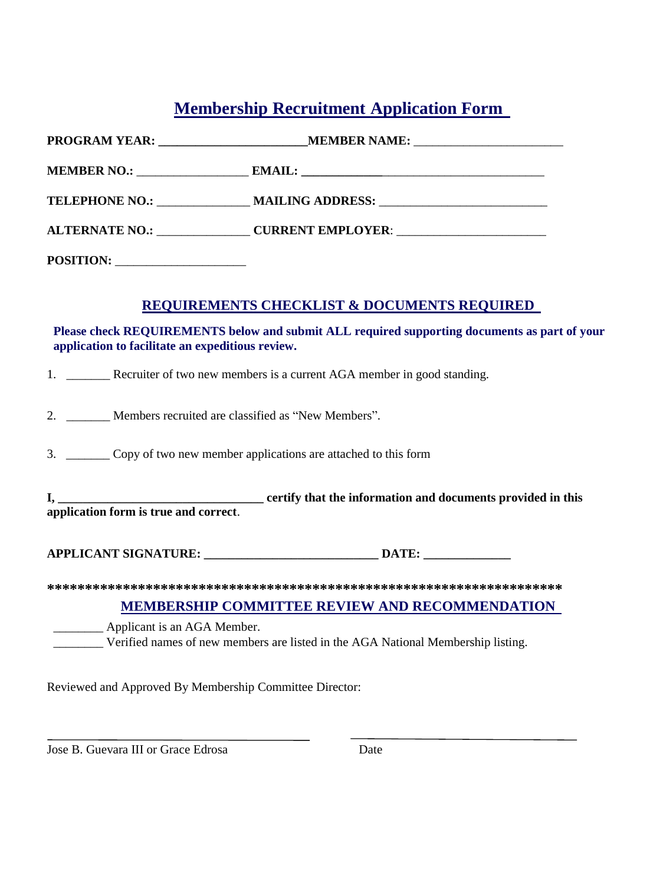# Membership Recruitment Application Form

**PROGRAM YEAR:** ________________________ **MEMBER NAME:** ________________________

**MEMBER NO.:** __________________ **EMAIL:** __________________________________________

**TELEPHONE NO.:** _______________ **MAILING ADDRESS:** ___________________________

**ALTERNATE NO.:** _______________ **CURRENT EMPLOYER**: ________________________

**POSITION:** _____________________

## REQUIREMENTS CHECKLIST & DOCUMENTS REQUIRED

**Please check REQUIREMENTS below and submit ALL required supporting documents as part of your application to facilitate an expeditious review.**

1. _______ Recruiter of two new members is a current AGA member in good standing.

2. _______ Members recruited are classified as "New Members".

3. _______ Copy of two new member applications are attached to this form

**I, _________________________________ certify that the information and documents provided in this application form is true and correct**.

**APPLICANT SIGNATURE: ____________________________ DATE: ______________**

**************************************************************************

## MEMBERSHIP COMMITTEE REVIEW AND RECOMMENDATION

________ Applicant is an AGA Member.
________ Verified names of new members are listed in the AGA National Membership listing.

Reviewed and Approved By Membership Committee Director:

______________________________________ ______________________________

Jose B. Guevara III or Grace Edrosa Date